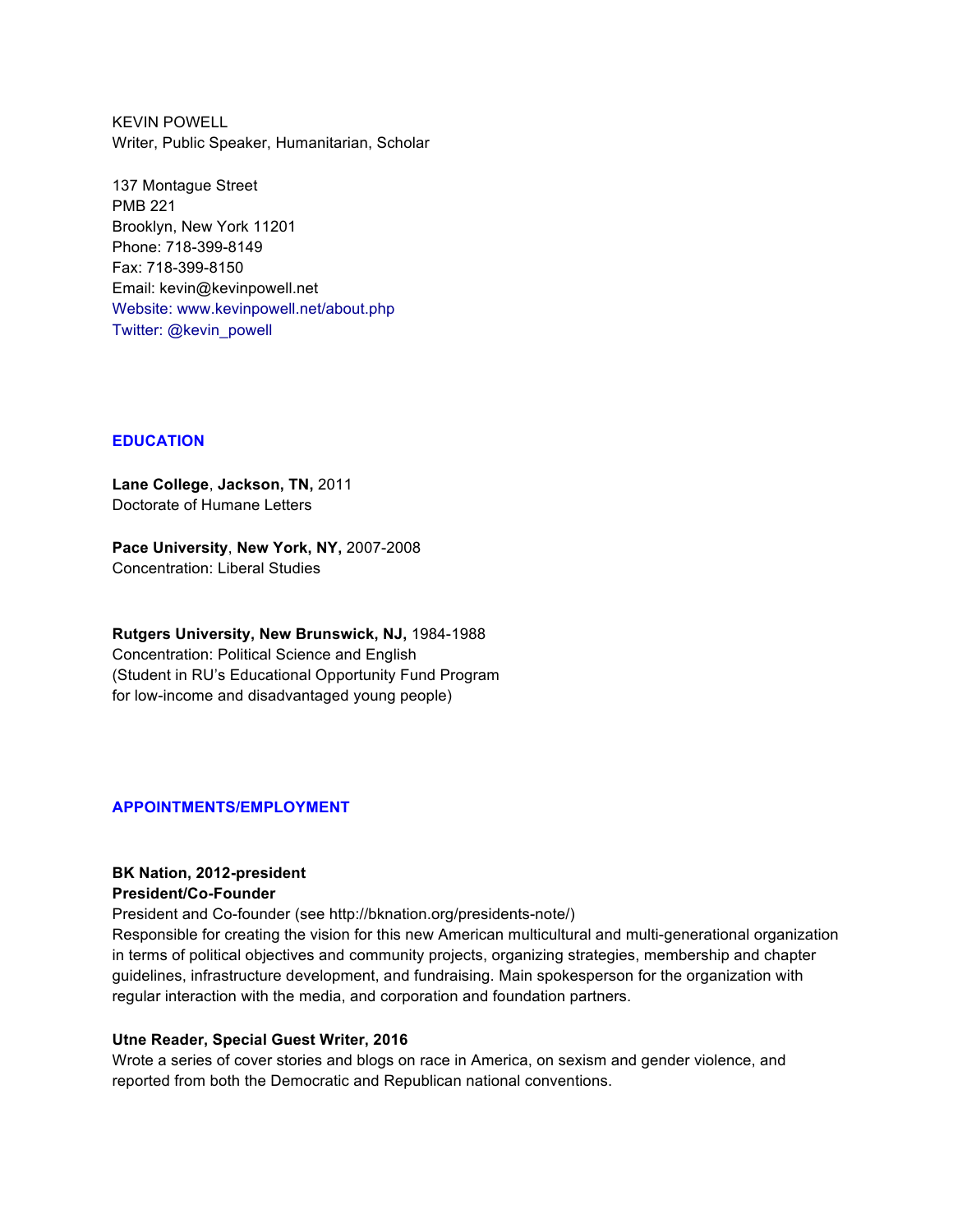KEVIN POWELL
Writer, Public Speaker, Humanitarian, Scholar

137 Montague Street
PMB 221
Brooklyn, New York 11201
Phone: 718-399-8149
Fax: 718-399-8150
Email: kevin@kevinpowell.net
Website: www.kevinpowell.net/about.php
Twitter: @kevin_powell

## EDUCATION

**Lane College**, **Jackson, TN,** 2011
Doctorate of Humane Letters

**Pace University**, **New York, NY,** 2007-2008
Concentration: Liberal Studies

**Rutgers University, New Brunswick, NJ,** 1984-1988
Concentration: Political Science and English
(Student in RU's Educational Opportunity Fund Program
for low-income and disadvantaged young people)

## APPOINTMENTS/EMPLOYMENT

**BK Nation, 2012-president**
**President/Co-Founder**
President and Co-founder (see http://bknation.org/presidents-note/)
Responsible for creating the vision for this new American multicultural and multi-generational organization in terms of political objectives and community projects, organizing strategies, membership and chapter guidelines, infrastructure development, and fundraising. Main spokesperson for the organization with regular interaction with the media, and corporation and foundation partners.

**Utne Reader, Special Guest Writer, 2016**
Wrote a series of cover stories and blogs on race in America, on sexism and gender violence, and reported from both the Democratic and Republican national conventions.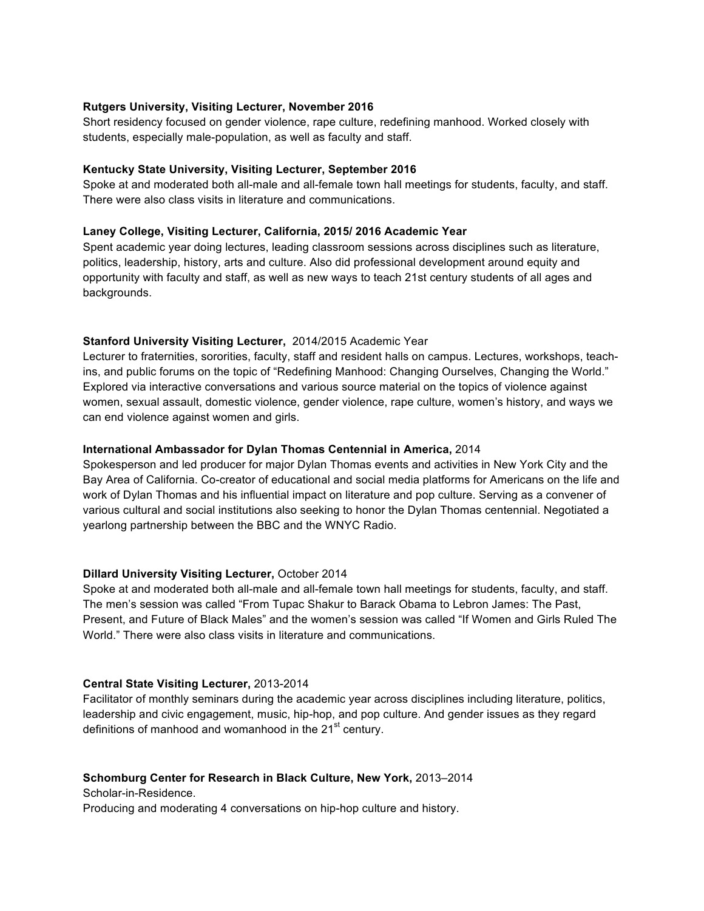**Rutgers University, Visiting Lecturer, November 2016**
Short residency focused on gender violence, rape culture, redefining manhood. Worked closely with students, especially male-population, as well as faculty and staff.

**Kentucky State University, Visiting Lecturer, September 2016**
Spoke at and moderated both all-male and all-female town hall meetings for students, faculty, and staff. There were also class visits in literature and communications.

**Laney College, Visiting Lecturer, California, 2015/ 2016 Academic Year**
Spent academic year doing lectures, leading classroom sessions across disciplines such as literature, politics, leadership, history, arts and culture. Also did professional development around equity and opportunity with faculty and staff, as well as new ways to teach 21st century students of all ages and backgrounds.

**Stanford University Visiting Lecturer,** 2014/2015 Academic Year
Lecturer to fraternities, sororities, faculty, staff and resident halls on campus. Lectures, workshops, teach-ins, and public forums on the topic of "Redefining Manhood: Changing Ourselves, Changing the World." Explored via interactive conversations and various source material on the topics of violence against women, sexual assault, domestic violence, gender violence, rape culture, women's history, and ways we can end violence against women and girls.

**International Ambassador for Dylan Thomas Centennial in America,** 2014
Spokesperson and led producer for major Dylan Thomas events and activities in New York City and the Bay Area of California. Co-creator of educational and social media platforms for Americans on the life and work of Dylan Thomas and his influential impact on literature and pop culture. Serving as a convener of various cultural and social institutions also seeking to honor the Dylan Thomas centennial. Negotiated a yearlong partnership between the BBC and the WNYC Radio.

**Dillard University Visiting Lecturer,** October 2014
Spoke at and moderated both all-male and all-female town hall meetings for students, faculty, and staff. The men's session was called "From Tupac Shakur to Barack Obama to Lebron James: The Past, Present, and Future of Black Males" and the women's session was called "If Women and Girls Ruled The World." There were also class visits in literature and communications.

**Central State Visiting Lecturer,** 2013-2014
Facilitator of monthly seminars during the academic year across disciplines including literature, politics, leadership and civic engagement, music, hip-hop, and pop culture. And gender issues as they regard definitions of manhood and womanhood in the 21st century.

**Schomburg Center for Research in Black Culture, New York,** 2013–2014
Scholar-in-Residence.
Producing and moderating 4 conversations on hip-hop culture and history.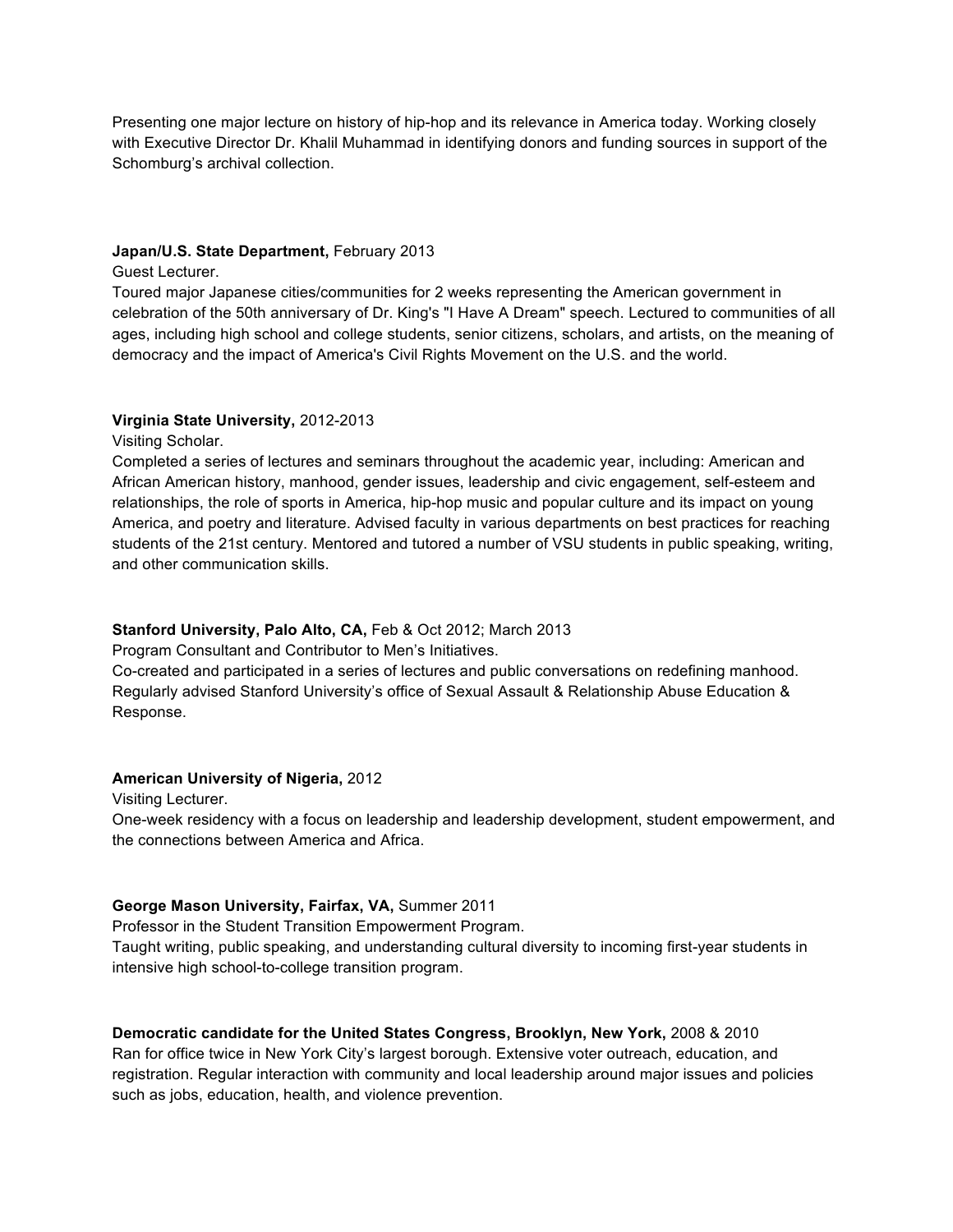Presenting one major lecture on history of hip-hop and its relevance in America today. Working closely with Executive Director Dr. Khalil Muhammad in identifying donors and funding sources in support of the Schomburg's archival collection.

**Japan/U.S. State Department,** February 2013
Guest Lecturer.
Toured major Japanese cities/communities for 2 weeks representing the American government in celebration of the 50th anniversary of Dr. King's "I Have A Dream" speech. Lectured to communities of all ages, including high school and college students, senior citizens, scholars, and artists, on the meaning of democracy and the impact of America's Civil Rights Movement on the U.S. and the world.

**Virginia State University,** 2012-2013
Visiting Scholar.
Completed a series of lectures and seminars throughout the academic year, including: American and African American history, manhood, gender issues, leadership and civic engagement, self-esteem and relationships, the role of sports in America, hip-hop music and popular culture and its impact on young America, and poetry and literature. Advised faculty in various departments on best practices for reaching students of the 21st century. Mentored and tutored a number of VSU students in public speaking, writing, and other communication skills.

**Stanford University, Palo Alto, CA,** Feb & Oct 2012; March 2013
Program Consultant and Contributor to Men's Initiatives.
Co-created and participated in a series of lectures and public conversations on redefining manhood. Regularly advised Stanford University's office of Sexual Assault & Relationship Abuse Education & Response.

**American University of Nigeria,** 2012
Visiting Lecturer.
One-week residency with a focus on leadership and leadership development, student empowerment, and the connections between America and Africa.

**George Mason University, Fairfax, VA,** Summer 2011
Professor in the Student Transition Empowerment Program.
Taught writing, public speaking, and understanding cultural diversity to incoming first-year students in intensive high school-to-college transition program.

**Democratic candidate for the United States Congress, Brooklyn, New York,** 2008 & 2010
Ran for office twice in New York City's largest borough. Extensive voter outreach, education, and registration. Regular interaction with community and local leadership around major issues and policies such as jobs, education, health, and violence prevention.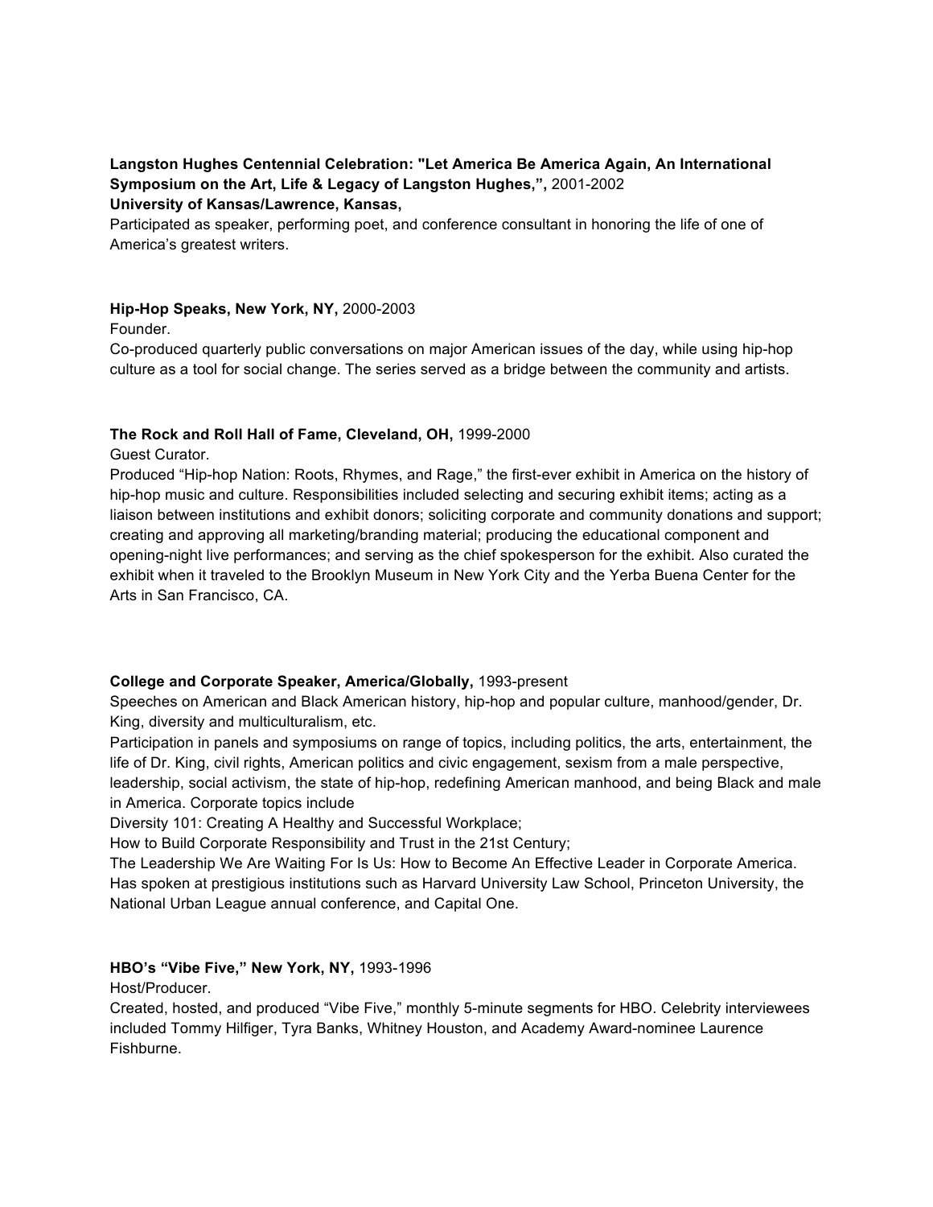**Langston Hughes Centennial Celebration: "Let America Be America Again, An International Symposium on the Art, Life & Legacy of Langston Hughes,",** 2001-2002
**University of Kansas/Lawrence, Kansas,**
Participated as speaker, performing poet, and conference consultant in honoring the life of one of America's greatest writers.

**Hip-Hop Speaks, New York, NY,** 2000-2003
Founder.
Co-produced quarterly public conversations on major American issues of the day, while using hip-hop culture as a tool for social change. The series served as a bridge between the community and artists.

**The Rock and Roll Hall of Fame, Cleveland, OH,** 1999-2000
Guest Curator.
Produced "Hip-hop Nation: Roots, Rhymes, and Rage," the first-ever exhibit in America on the history of hip-hop music and culture. Responsibilities included selecting and securing exhibit items; acting as a liaison between institutions and exhibit donors; soliciting corporate and community donations and support; creating and approving all marketing/branding material; producing the educational component and opening-night live performances; and serving as the chief spokesperson for the exhibit. Also curated the exhibit when it traveled to the Brooklyn Museum in New York City and the Yerba Buena Center for the Arts in San Francisco, CA.

**College and Corporate Speaker, America/Globally,** 1993-present
Speeches on American and Black American history, hip-hop and popular culture, manhood/gender, Dr. King, diversity and multiculturalism, etc.
Participation in panels and symposiums on range of topics, including politics, the arts, entertainment, the life of Dr. King, civil rights, American politics and civic engagement, sexism from a male perspective, leadership, social activism, the state of hip-hop, redefining American manhood, and being Black and male in America. Corporate topics include
Diversity 101: Creating A Healthy and Successful Workplace;
How to Build Corporate Responsibility and Trust in the 21st Century;
The Leadership We Are Waiting For Is Us: How to Become An Effective Leader in Corporate America.
Has spoken at prestigious institutions such as Harvard University Law School, Princeton University, the National Urban League annual conference, and Capital One.

**HBO's "Vibe Five," New York, NY,** 1993-1996
Host/Producer.
Created, hosted, and produced "Vibe Five," monthly 5-minute segments for HBO. Celebrity interviewees included Tommy Hilfiger, Tyra Banks, Whitney Houston, and Academy Award-nominee Laurence Fishburne.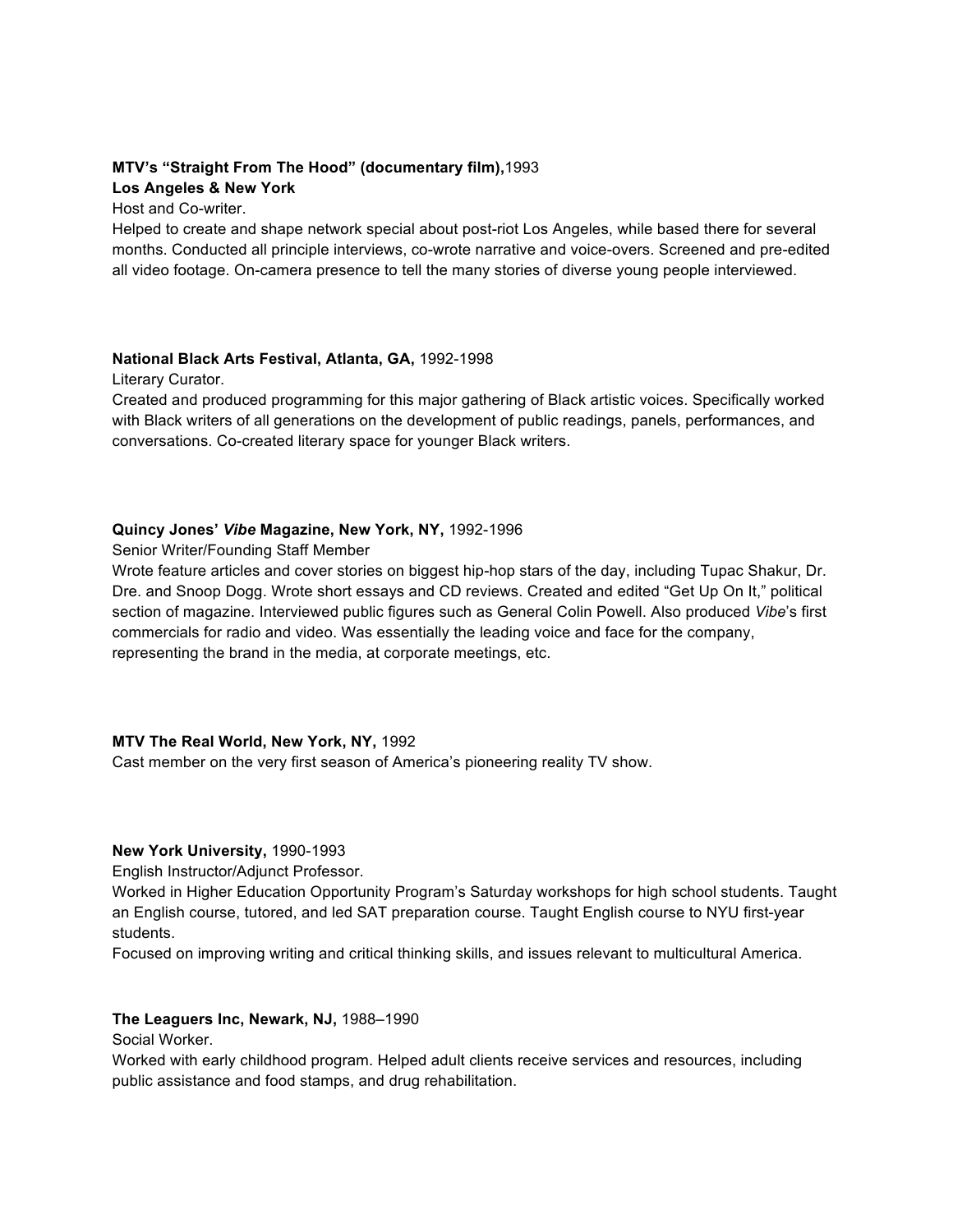**MTV's "Straight From The Hood" (documentary film),** 1993
**Los Angeles & New York**
Host and Co-writer.
Helped to create and shape network special about post-riot Los Angeles, while based there for several months. Conducted all principle interviews, co-wrote narrative and voice-overs. Screened and pre-edited all video footage. On-camera presence to tell the many stories of diverse young people interviewed.

**National Black Arts Festival, Atlanta, GA,** 1992-1998
Literary Curator.
Created and produced programming for this major gathering of Black artistic voices. Specifically worked with Black writers of all generations on the development of public readings, panels, performances, and conversations. Co-created literary space for younger Black writers.

**Quincy Jones' *Vibe* Magazine, New York, NY,** 1992-1996
Senior Writer/Founding Staff Member
Wrote feature articles and cover stories on biggest hip-hop stars of the day, including Tupac Shakur, Dr. Dre. and Snoop Dogg. Wrote short essays and CD reviews. Created and edited "Get Up On It," political section of magazine. Interviewed public figures such as General Colin Powell. Also produced *Vibe*'s first commercials for radio and video. Was essentially the leading voice and face for the company, representing the brand in the media, at corporate meetings, etc.

**MTV The Real World, New York, NY,** 1992
Cast member on the very first season of America's pioneering reality TV show.

**New York University,** 1990-1993
English Instructor/Adjunct Professor.
Worked in Higher Education Opportunity Program's Saturday workshops for high school students. Taught an English course, tutored, and led SAT preparation course. Taught English course to NYU first-year students.
Focused on improving writing and critical thinking skills, and issues relevant to multicultural America.

**The Leaguers Inc, Newark, NJ,** 1988–1990
Social Worker.
Worked with early childhood program. Helped adult clients receive services and resources, including public assistance and food stamps, and drug rehabilitation.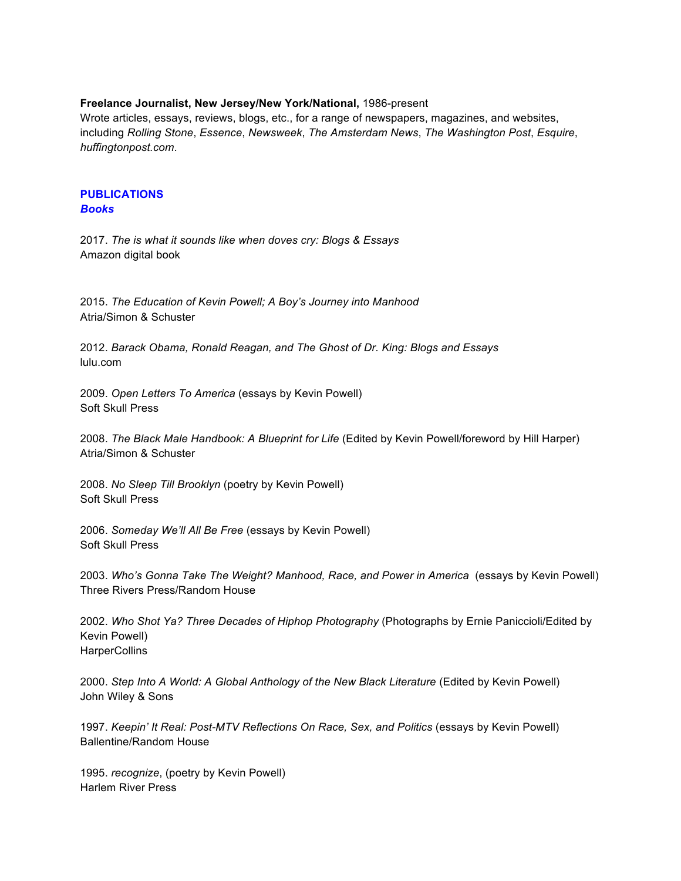**Freelance Journalist, New Jersey/New York/National,** 1986-present
Wrote articles, essays, reviews, blogs, etc., for a range of newspapers, magazines, and websites, including *Rolling Stone*, *Essence*, *Newsweek*, *The Amsterdam News*, *The Washington Post*, *Esquire*, *huffingtonpost.com*.

## PUBLICATIONS

### *Books*

2017. *The is what it sounds like when doves cry: Blogs & Essays*
Amazon digital book

2015. *The Education of Kevin Powell; A Boy's Journey into Manhood*
Atria/Simon & Schuster

2012. *Barack Obama, Ronald Reagan, and The Ghost of Dr. King: Blogs and Essays*
lulu.com

2009. *Open Letters To America* (essays by Kevin Powell)
Soft Skull Press

2008. *The Black Male Handbook: A Blueprint for Life* (Edited by Kevin Powell/foreword by Hill Harper)
Atria/Simon & Schuster

2008. *No Sleep Till Brooklyn* (poetry by Kevin Powell)
Soft Skull Press

2006. *Someday We'll All Be Free* (essays by Kevin Powell)
Soft Skull Press

2003. *Who's Gonna Take The Weight? Manhood, Race, and Power in America* (essays by Kevin Powell)
Three Rivers Press/Random House

2002. *Who Shot Ya? Three Decades of Hiphop Photography* (Photographs by Ernie Paniccioli/Edited by Kevin Powell)
HarperCollins

2000. *Step Into A World: A Global Anthology of the New Black Literature* (Edited by Kevin Powell)
John Wiley & Sons

1997. *Keepin' It Real: Post-MTV Reflections On Race, Sex, and Politics* (essays by Kevin Powell)
Ballentine/Random House

1995. *recognize*, (poetry by Kevin Powell)
Harlem River Press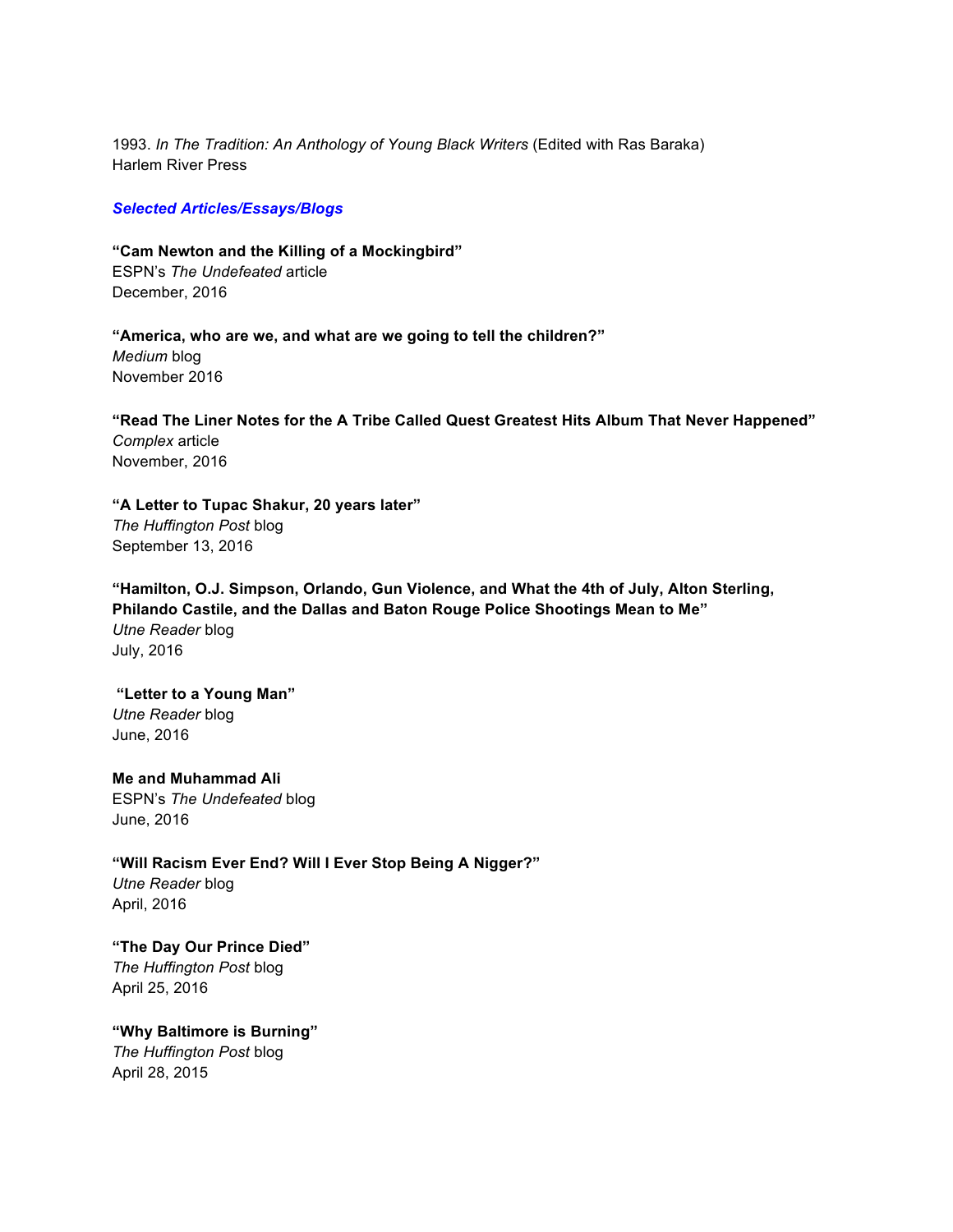1993. *In The Tradition: An Anthology of Young Black Writers* (Edited with Ras Baraka)
Harlem River Press

***Selected Articles/Essays/Blogs***

**"Cam Newton and the Killing of a Mockingbird"**
ESPN's *The Undefeated* article
December, 2016

**"America, who are we, and what are we going to tell the children?"**
*Medium* blog
November 2016

**"Read The Liner Notes for the A Tribe Called Quest Greatest Hits Album That Never Happened"**
*Complex* article
November, 2016

**"A Letter to Tupac Shakur, 20 years later"**
*The Huffington Post* blog
September 13, 2016

**"Hamilton, O.J. Simpson, Orlando, Gun Violence, and What the 4th of July, Alton Sterling, Philando Castile, and the Dallas and Baton Rouge Police Shootings Mean to Me"**
*Utne Reader* blog
July, 2016

**"Letter to a Young Man"**
*Utne Reader* blog
June, 2016

**Me and Muhammad Ali**
ESPN's *The Undefeated* blog
June, 2016

**"Will Racism Ever End? Will I Ever Stop Being A Nigger?"**
*Utne Reader* blog
April, 2016

**"The Day Our Prince Died"**
*The Huffington Post* blog
April 25, 2016

**"Why Baltimore is Burning"**
*The Huffington Post* blog
April 28, 2015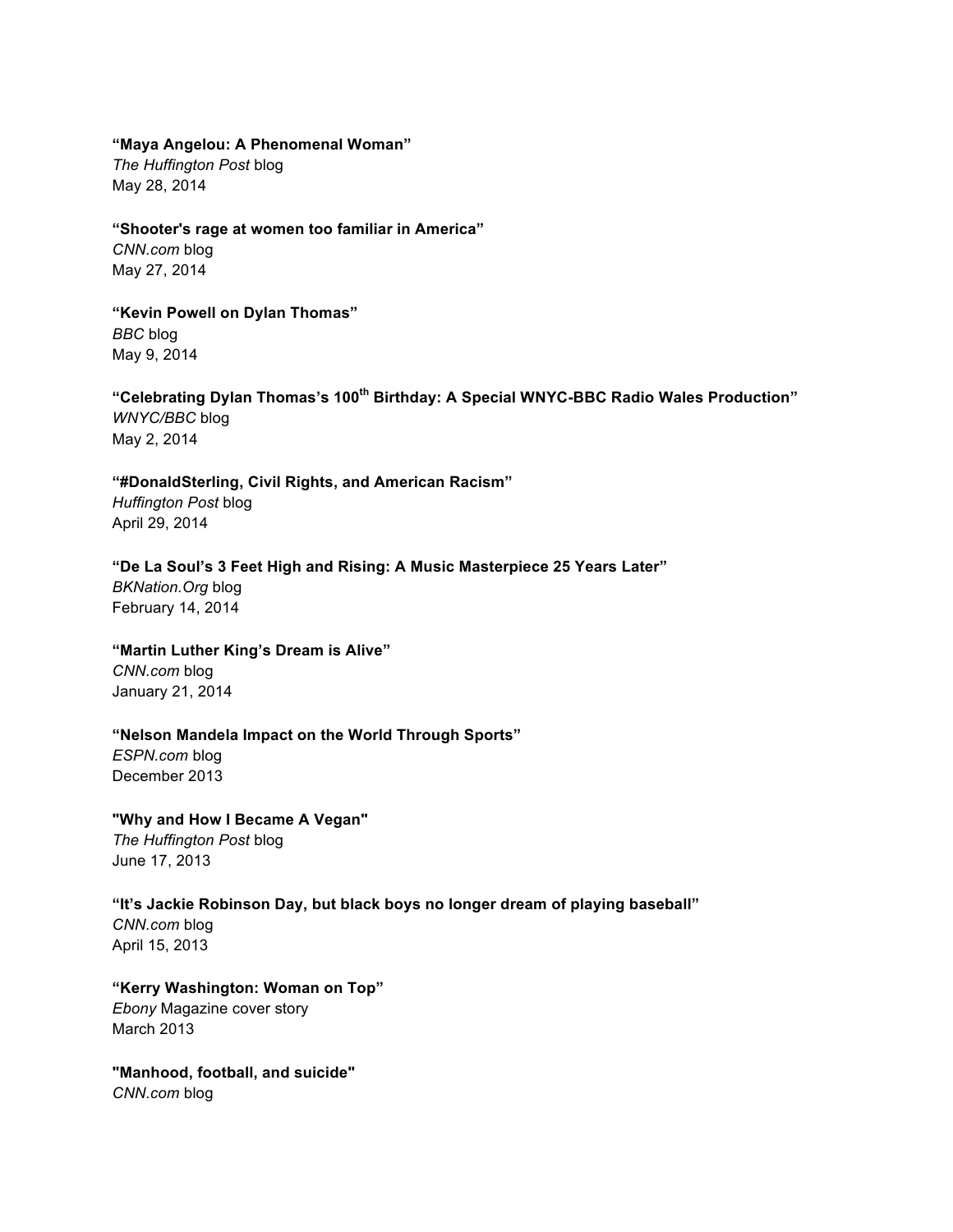**“Maya Angelou: A Phenomenal Woman”**
*The Huffington Post* blog
May 28, 2014

**“Shooter's rage at women too familiar in America”**
*CNN.com* blog
May 27, 2014

**“Kevin Powell on Dylan Thomas”**
*BBC* blog
May 9, 2014

**“Celebrating Dylan Thomas’s 100th Birthday: A Special WNYC-BBC Radio Wales Production”**
*WNYC/BBC* blog
May 2, 2014

**“#DonaldSterling, Civil Rights, and American Racism”**
*Huffington Post* blog
April 29, 2014

**“De La Soul’s 3 Feet High and Rising: A Music Masterpiece 25 Years Later”**
*BKNation.Org* blog
February 14, 2014

**“Martin Luther King’s Dream is Alive”**
*CNN.com* blog
January 21, 2014

**“Nelson Mandela Impact on the World Through Sports”**
*ESPN.com* blog
December 2013

**"Why and How I Became A Vegan"**
*The Huffington Post* blog
June 17, 2013

**“It’s Jackie Robinson Day, but black boys no longer dream of playing baseball”**
*CNN.com* blog
April 15, 2013

**“Kerry Washington: Woman on Top”**
*Ebony* Magazine cover story
March 2013

**"Manhood, football, and suicide"**
*CNN.com* blog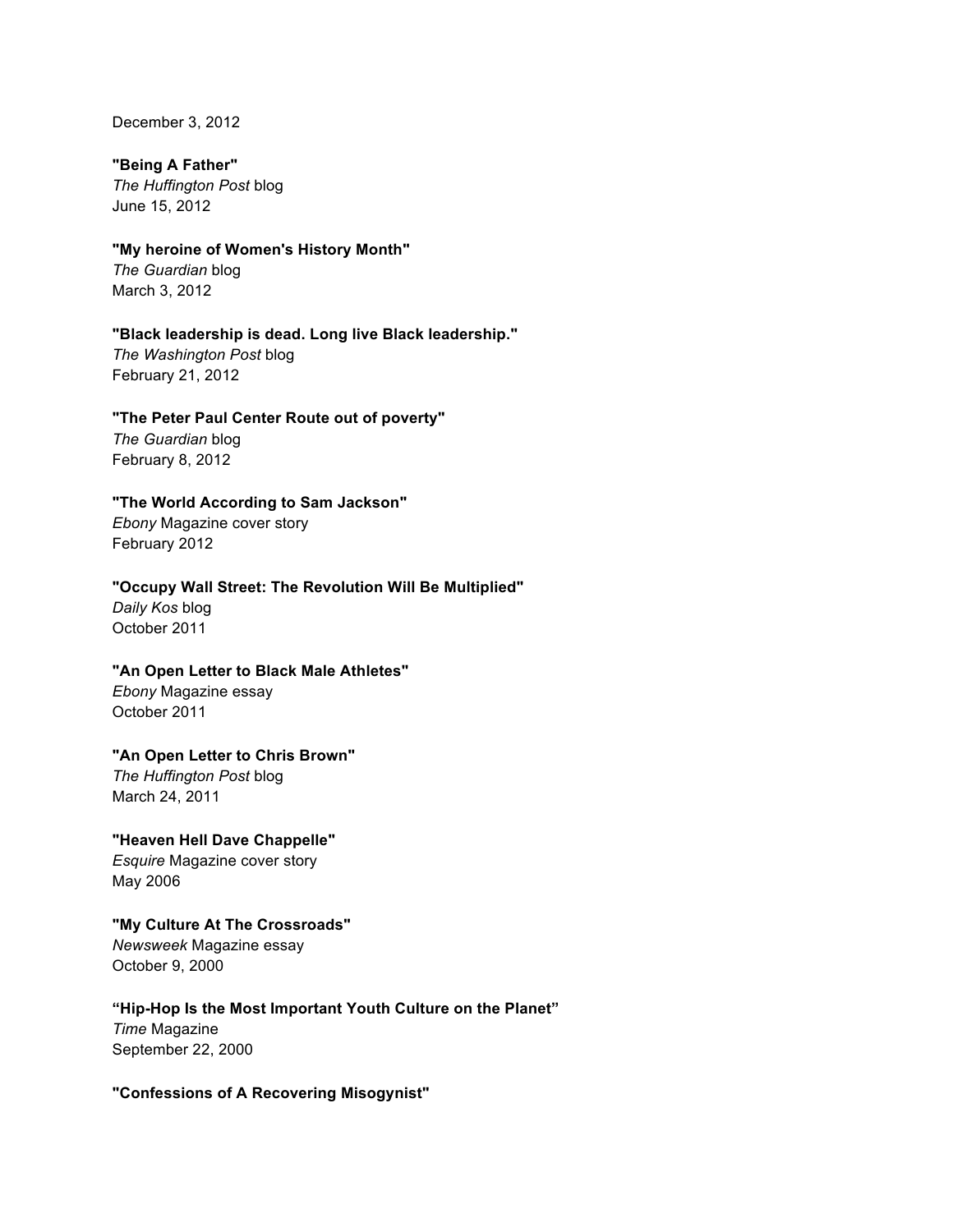December 3, 2012

**"Being A Father"**
*The Huffington Post* blog
June 15, 2012

**"My heroine of Women's History Month"**
*The Guardian* blog
March 3, 2012

**"Black leadership is dead. Long live Black leadership."**
*The Washington Post* blog
February 21, 2012

**"The Peter Paul Center Route out of poverty"**
*The Guardian* blog
February 8, 2012

**"The World According to Sam Jackson"**
*Ebony* Magazine cover story
February 2012

**"Occupy Wall Street: The Revolution Will Be Multiplied"**
*Daily Kos* blog
October 2011

**"An Open Letter to Black Male Athletes"**
*Ebony* Magazine essay
October 2011

**"An Open Letter to Chris Brown"**
*The Huffington Post* blog
March 24, 2011

**"Heaven Hell Dave Chappelle"**
*Esquire* Magazine cover story
May 2006

**"My Culture At The Crossroads"**
*Newsweek* Magazine essay
October 9, 2000

**"Hip-Hop Is the Most Important Youth Culture on the Planet"**
*Time* Magazine
September 22, 2000

**"Confessions of A Recovering Misogynist"**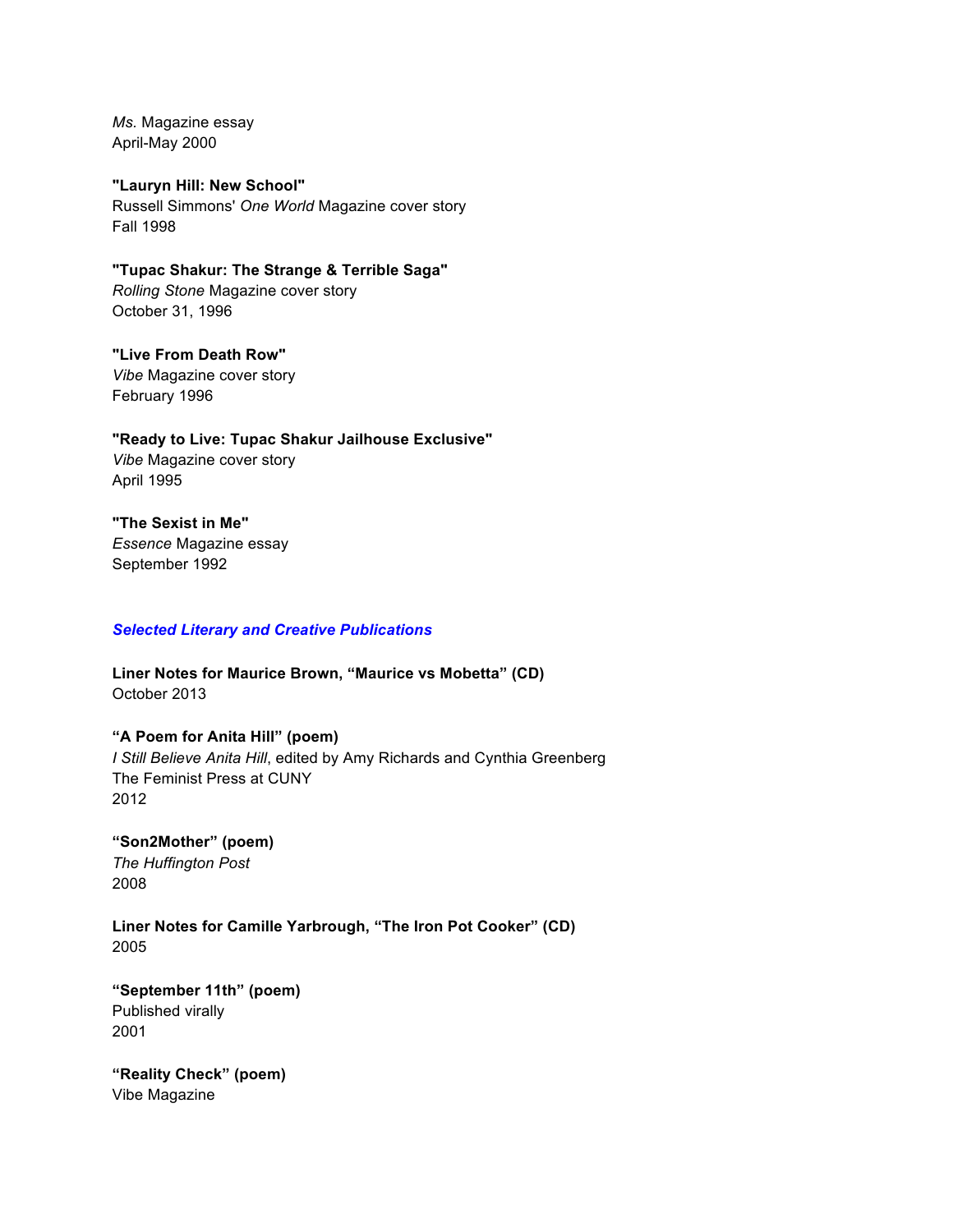*Ms.* Magazine essay
April-May 2000

**"Lauryn Hill: New School"**
Russell Simmons' *One World* Magazine cover story
Fall 1998

**"Tupac Shakur: The Strange & Terrible Saga"**
*Rolling Stone* Magazine cover story
October 31, 1996

**"Live From Death Row"**
*Vibe* Magazine cover story
February 1996

**"Ready to Live: Tupac Shakur Jailhouse Exclusive"**
*Vibe* Magazine cover story
April 1995

**"The Sexist in Me"**
*Essence* Magazine essay
September 1992

### ***Selected Literary and Creative Publications***

**Liner Notes for Maurice Brown, "Maurice vs Mobetta" (CD)**
October 2013

**"A Poem for Anita Hill" (poem)**
*I Still Believe Anita Hill*, edited by Amy Richards and Cynthia Greenberg
The Feminist Press at CUNY
2012

**"Son2Mother" (poem)**
*The Huffington Post*
2008

**Liner Notes for Camille Yarbrough, "The Iron Pot Cooker" (CD)**
2005

**"September 11th" (poem)**
Published virally
2001

**"Reality Check" (poem)**
Vibe Magazine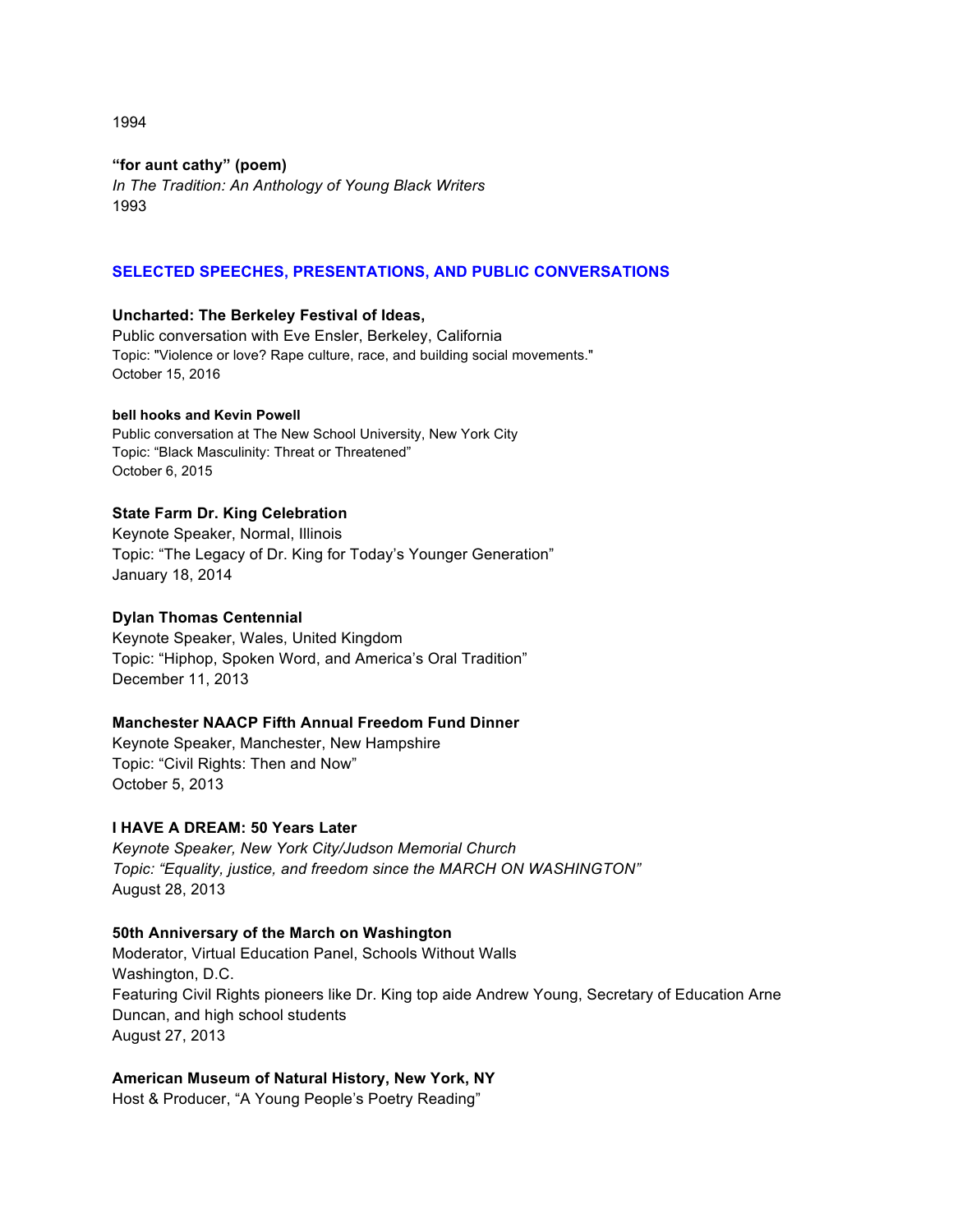1994

**“for aunt cathy” (poem)**
*In The Tradition: An Anthology of Young Black Writers*
1993

## SELECTED SPEECHES, PRESENTATIONS, AND PUBLIC CONVERSATIONS

**Uncharted: The Berkeley Festival of Ideas,**
Public conversation with Eve Ensler, Berkeley, California
Topic: "Violence or love? Rape culture, race, and building social movements."
October 15, 2016

**bell hooks and Kevin Powell**
Public conversation at The New School University, New York City
Topic: “Black Masculinity: Threat or Threatened”
October 6, 2015

**State Farm Dr. King Celebration**
Keynote Speaker, Normal, Illinois
Topic: “The Legacy of Dr. King for Today’s Younger Generation”
January 18, 2014

**Dylan Thomas Centennial**
Keynote Speaker, Wales, United Kingdom
Topic: “Hiphop, Spoken Word, and America’s Oral Tradition”
December 11, 2013

**Manchester NAACP Fifth Annual Freedom Fund Dinner**
Keynote Speaker, Manchester, New Hampshire
Topic: “Civil Rights: Then and Now”
October 5, 2013

**I HAVE A DREAM: 50 Years Later**
*Keynote Speaker, New York City/Judson Memorial Church*
*Topic: “Equality, justice, and freedom since the MARCH ON WASHINGTON”*
August 28, 2013

**50th Anniversary of the March on Washington**
Moderator, Virtual Education Panel, Schools Without Walls
Washington, D.C.
Featuring Civil Rights pioneers like Dr. King top aide Andrew Young, Secretary of Education Arne Duncan, and high school students
August 27, 2013

**American Museum of Natural History, New York, NY**
Host & Producer, “A Young People’s Poetry Reading”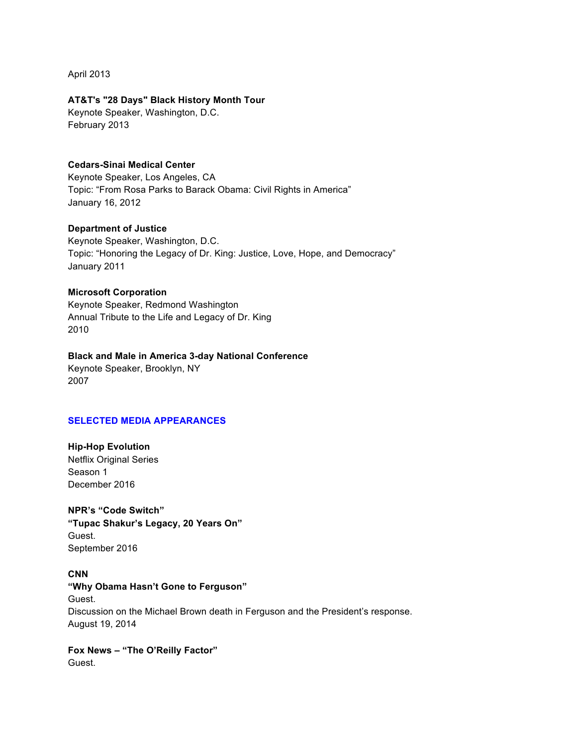April 2013

**AT&T's "28 Days" Black History Month Tour**
Keynote Speaker, Washington, D.C.
February 2013

**Cedars-Sinai Medical Center**
Keynote Speaker, Los Angeles, CA
Topic: "From Rosa Parks to Barack Obama: Civil Rights in America"
January 16, 2012

**Department of Justice**
Keynote Speaker, Washington, D.C.
Topic: "Honoring the Legacy of Dr. King: Justice, Love, Hope, and Democracy"
January 2011

**Microsoft Corporation**
Keynote Speaker, Redmond Washington
Annual Tribute to the Life and Legacy of Dr. King
2010

**Black and Male in America 3-day National Conference**
Keynote Speaker, Brooklyn, NY
2007

## SELECTED MEDIA APPEARANCES

**Hip-Hop Evolution**
Netflix Original Series
Season 1
December 2016

**NPR's "Code Switch"**
**"Tupac Shakur's Legacy, 20 Years On"**
Guest.
September 2016

**CNN**
**"Why Obama Hasn't Gone to Ferguson"**
Guest.
Discussion on the Michael Brown death in Ferguson and the President's response.
August 19, 2014

**Fox News – "The O'Reilly Factor"**
Guest.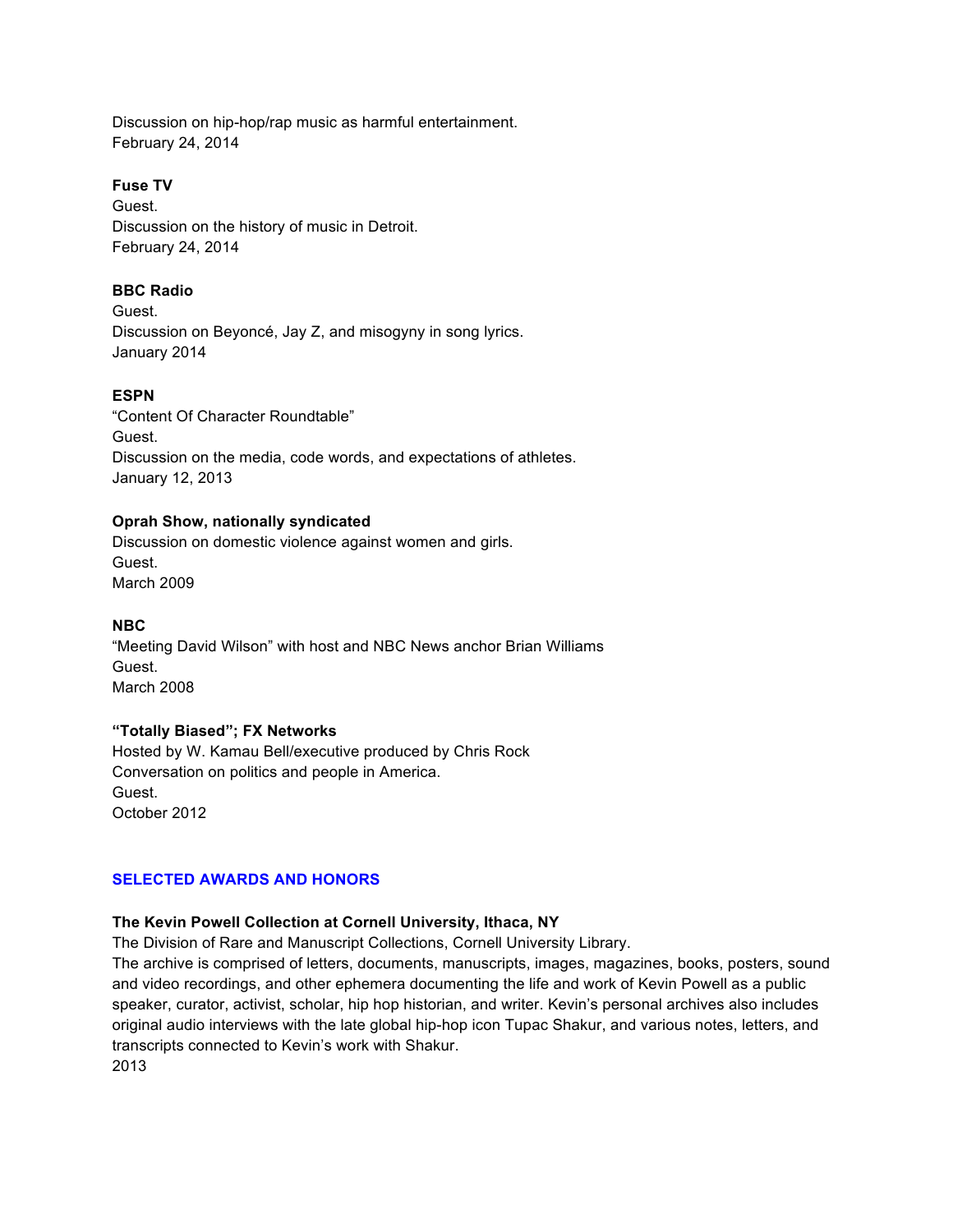Discussion on hip-hop/rap music as harmful entertainment.
February 24, 2014

**Fuse TV**
Guest.
Discussion on the history of music in Detroit.
February 24, 2014

**BBC Radio**
Guest.
Discussion on Beyoncé, Jay Z, and misogyny in song lyrics.
January 2014

**ESPN**
"Content Of Character Roundtable"
Guest.
Discussion on the media, code words, and expectations of athletes.
January 12, 2013

**Oprah Show, nationally syndicated**
Discussion on domestic violence against women and girls.
Guest.
March 2009

**NBC**
"Meeting David Wilson" with host and NBC News anchor Brian Williams
Guest.
March 2008

**"Totally Biased"; FX Networks**
Hosted by W. Kamau Bell/executive produced by Chris Rock
Conversation on politics and people in America.
Guest.
October 2012

## SELECTED AWARDS AND HONORS

**The Kevin Powell Collection at Cornell University, Ithaca, NY**
The Division of Rare and Manuscript Collections, Cornell University Library.
The archive is comprised of letters, documents, manuscripts, images, magazines, books, posters, sound and video recordings, and other ephemera documenting the life and work of Kevin Powell as a public speaker, curator, activist, scholar, hip hop historian, and writer. Kevin's personal archives also includes original audio interviews with the late global hip-hop icon Tupac Shakur, and various notes, letters, and transcripts connected to Kevin's work with Shakur.
2013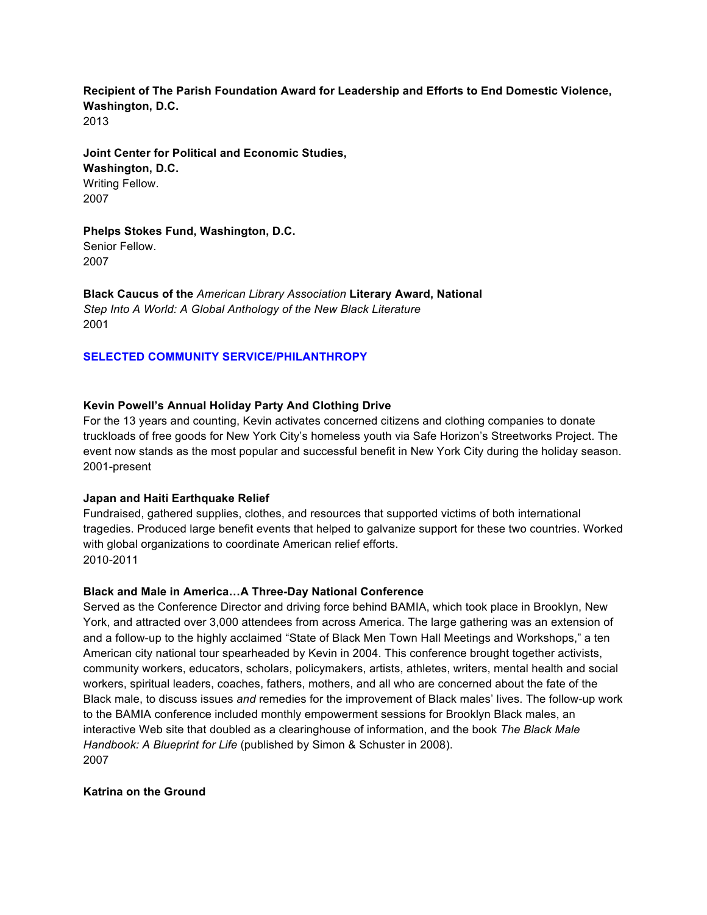**Recipient of The Parish Foundation Award for Leadership and Efforts to End Domestic Violence, Washington, D.C.**
2013

**Joint Center for Political and Economic Studies,**
**Washington, D.C.**
Writing Fellow.
2007

**Phelps Stokes Fund, Washington, D.C.**
Senior Fellow.
2007

**Black Caucus of the** ***American Library Association*** **Literary Award, National**
*Step Into A World: A Global Anthology of the New Black Literature*
2001

## SELECTED COMMUNITY SERVICE/PHILANTHROPY

**Kevin Powell's Annual Holiday Party And Clothing Drive**
For the 13 years and counting, Kevin activates concerned citizens and clothing companies to donate truckloads of free goods for New York City's homeless youth via Safe Horizon's Streetworks Project. The event now stands as the most popular and successful benefit in New York City during the holiday season.
2001-present

**Japan and Haiti Earthquake Relief**
Fundraised, gathered supplies, clothes, and resources that supported victims of both international tragedies. Produced large benefit events that helped to galvanize support for these two countries. Worked with global organizations to coordinate American relief efforts.
2010-2011

**Black and Male in America…A Three-Day National Conference**
Served as the Conference Director and driving force behind BAMIA, which took place in Brooklyn, New York, and attracted over 3,000 attendees from across America. The large gathering was an extension of and a follow-up to the highly acclaimed "State of Black Men Town Hall Meetings and Workshops," a ten American city national tour spearheaded by Kevin in 2004. This conference brought together activists, community workers, educators, scholars, policymakers, artists, athletes, writers, mental health and social workers, spiritual leaders, coaches, fathers, mothers, and all who are concerned about the fate of the Black male, to discuss issues *and* remedies for the improvement of Black males' lives. The follow-up work to the BAMIA conference included monthly empowerment sessions for Brooklyn Black males, an interactive Web site that doubled as a clearinghouse of information, and the book *The Black Male Handbook: A Blueprint for Life* (published by Simon & Schuster in 2008).
2007

**Katrina on the Ground**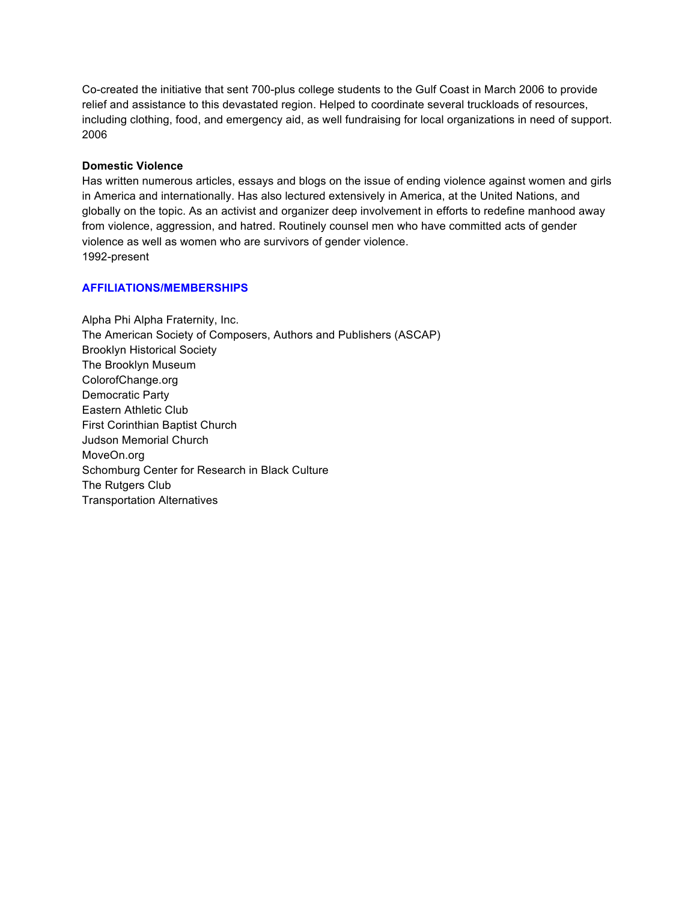Co-created the initiative that sent 700-plus college students to the Gulf Coast in March 2006 to provide relief and assistance to this devastated region. Helped to coordinate several truckloads of resources, including clothing, food, and emergency aid, as well fundraising for local organizations in need of support.
2006

**Domestic Violence**
Has written numerous articles, essays and blogs on the issue of ending violence against women and girls in America and internationally. Has also lectured extensively in America, at the United Nations, and globally on the topic. As an activist and organizer deep involvement in efforts to redefine manhood away from violence, aggression, and hatred. Routinely counsel men who have committed acts of gender violence as well as women who are survivors of gender violence.
1992-present

## AFFILIATIONS/MEMBERSHIPS

Alpha Phi Alpha Fraternity, Inc.
The American Society of Composers, Authors and Publishers (ASCAP)
Brooklyn Historical Society
The Brooklyn Museum
ColorofChange.org
Democratic Party
Eastern Athletic Club
First Corinthian Baptist Church
Judson Memorial Church
MoveOn.org
Schomburg Center for Research in Black Culture
The Rutgers Club
Transportation Alternatives